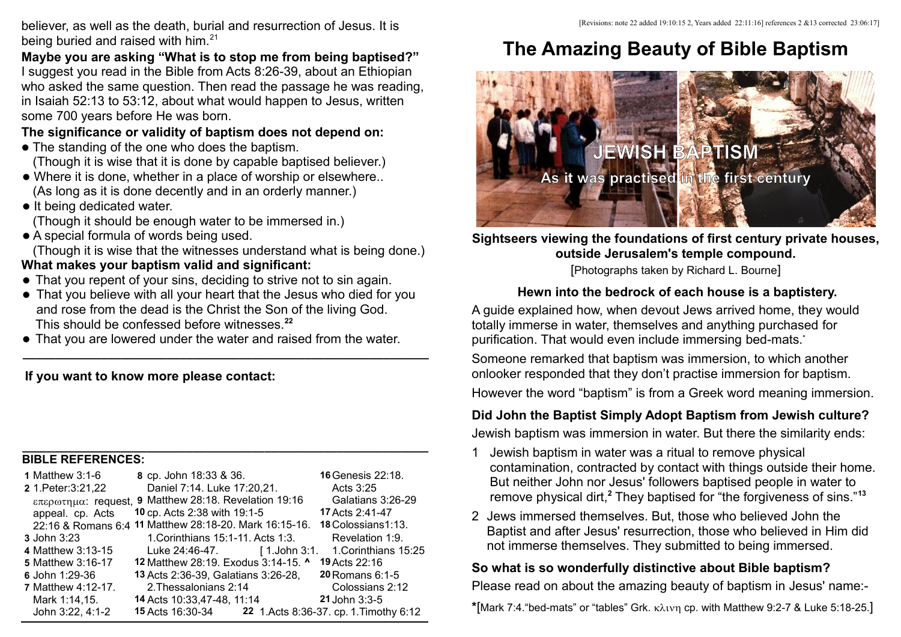believer, as well as the death, burial and resurrection of Jesus. It is being buried and raised with him.[21]

**Maybe you are asking "What is to stop me from being baptised?"**
I suggest you read in the Bible from Acts 8:26-39, about an Ethiopian who asked the same question. Then read the passage he was reading, in Isaiah 52:13 to 53:12, about what would happen to Jesus, written some 700 years before He was born.

**The significance or validity of baptism does not depend on:**

- The standing of the one who does the baptism.
  (Though it is wise that it is done by capable baptised believer.)
- Where it is done, whether in a place of worship or elsewhere..
  (As long as it is done decently and in an orderly manner.)
- It being dedicated water.
  (Though it should be enough water to be immersed in.)
- A special formula of words being used.
  (Though it is wise that the witnesses understand what is being done.)

**What makes your baptism valid and significant:**

- That you repent of your sins, deciding to strive not to sin again.
- That you believe with all your heart that the Jesus who died for you and rose from the dead is the Christ the Son of the living God. This should be confessed before witnesses.[22]
- That you are lowered under the water and raised from the water.

---

**If you want to know more please contact:**

---

**BIBLE REFERENCES:**

**1** Matthew 3:1-6
**2** 1.Peter:3:21,22 επερωτημα: request, appeal. cp. Acts 22:16 & Romans 6:4
**3** John 3:23
**4** Matthew 3:13-15
**5** Matthew 3:16-17
**6** John 1:29-36
**7** Matthew 4:12-17. Mark 1:14,15. John 3:22, 4:1-2
**8** cp. John 18:33 & 36. Daniel 7:14. Luke 17:20,21.
**9** Matthew 28:18. Revelation 19:16
**10** cp. Acts 2:38 with 19:1-5
**11** Matthew 28:18-20. Mark 16:15-16. 1.Corinthians 15:1-11. Acts 1:3. Luke 24:46-47. [ 1.John 3:1.
**12** Matthew 28:19. Exodus 3:14-15. ^
**13** Acts 2:36-39, Galatians 3:26-28, 2.Thessalonians 2:14
**14** Acts 10:33,47-48, 11:14
**15** Acts 16:30-34
**16** Genesis 22:18. Acts 3:25 Galatians 3:26-29
**17** Acts 2:41-47
**18** Colossians1:13. Revelation 1:9. 1.Corinthians 15:25
**19** Acts 22:16
**20** Romans 6:1-5 Colossians 2:12
**21** John 3:3-5
**22** 1.Acts 8:36-37. cp. 1.Timothy 6:12

[Revisions: note 22 added 19:10:15 2, Years added 22:11:16] references 2 &13 corrected 23:06:17]

# The Amazing Beauty of Bible Baptism

**JEWISH BAPTISM**
**As it was practised in the first century**

**Sightseers viewing the foundations of first century private houses, outside Jerusalem's temple compound.**

[Photographs taken by Richard L. Bourne]

### Hewn into the bedrock of each house is a baptistery.

A guide explained how, when devout Jews arrived home, they would totally immerse in water, themselves and anything purchased for purification. That would even include immersing bed-mats.*

Someone remarked that baptism was immersion, to which another onlooker responded that they don't practise immersion for baptism.

However the word "baptism" is from a Greek word meaning immersion.

### Did John the Baptist Simply Adopt Baptism from Jewish culture?

Jewish baptism was immersion in water. But there the similarity ends:

1. Jewish baptism in water was a ritual to remove physical contamination, contracted by contact with things outside their home. But neither John nor Jesus' followers baptised people in water to remove physical dirt,[2] They baptised for "the forgiveness of sins."[13]
2. Jews immersed themselves. But, those who believed John the Baptist and after Jesus' resurrection, those who believed in Him did not immerse themselves. They submitted to being immersed.

### So what is so wonderfully distinctive about Bible baptism?

Please read on about the amazing beauty of baptism in Jesus' name:-

*[Mark 7:4."bed-mats" or "tables" Grk. κλινη cp. with Matthew 9:2-7 & Luke 5:18-25.]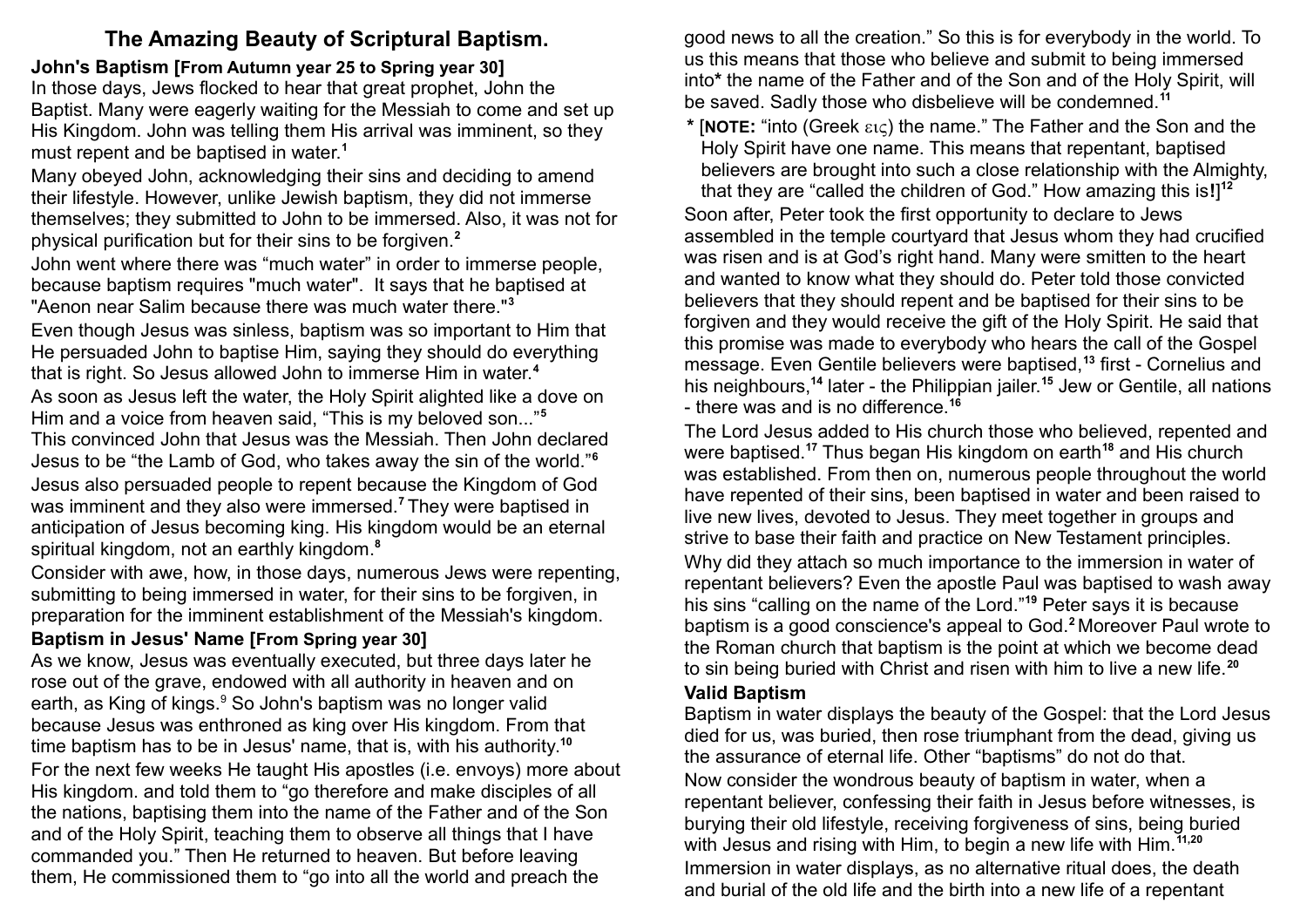# The Amazing Beauty of Scriptural Baptism.

**John's Baptism [From Autumn year 25 to Spring year 30]**

In those days, Jews flocked to hear that great prophet, John the Baptist. Many were eagerly waiting for the Messiah to come and set up His Kingdom. John was telling them His arrival was imminent, so they must repent and be baptised in water.[1]

Many obeyed John, acknowledging their sins and deciding to amend their lifestyle. However, unlike Jewish baptism, they did not immerse themselves; they submitted to John to be immersed. Also, it was not for physical purification but for their sins to be forgiven.[2]

John went where there was "much water" in order to immerse people, because baptism requires "much water". It says that he baptised at "Aenon near Salim because there was much water there."[3]

Even though Jesus was sinless, baptism was so important to Him that He persuaded John to baptise Him, saying they should do everything that is right. So Jesus allowed John to immerse Him in water.[4]

As soon as Jesus left the water, the Holy Spirit alighted like a dove on Him and a voice from heaven said, "This is my beloved son..."[5]

This convinced John that Jesus was the Messiah. Then John declared Jesus to be "the Lamb of God, who takes away the sin of the world."[6]

Jesus also persuaded people to repent because the Kingdom of God was imminent and they also were immersed.[7] They were baptised in anticipation of Jesus becoming king. His kingdom would be an eternal spiritual kingdom, not an earthly kingdom.[8]

Consider with awe, how, in those days, numerous Jews were repenting, submitting to being immersed in water, for their sins to be forgiven, in preparation for the imminent establishment of the Messiah's kingdom.

**Baptism in Jesus' Name [From Spring year 30]**

As we know, Jesus was eventually executed, but three days later he rose out of the grave, endowed with all authority in heaven and on earth, as King of kings.[9] So John's baptism was no longer valid because Jesus was enthroned as king over His kingdom. From that time baptism has to be in Jesus' name, that is, with his authority.[10]

For the next few weeks He taught His apostles (i.e. envoys) more about His kingdom. and told them to "go therefore and make disciples of all the nations, baptising them into the name of the Father and of the Son and of the Holy Spirit, teaching them to observe all things that I have commanded you." Then He returned to heaven. But before leaving them, He commissioned them to "go into all the world and preach the good news to all the creation." So this is for everybody in the world. To us this means that those who believe and submit to being immersed into* the name of the Father and of the Son and of the Holy Spirit, will be saved. Sadly those who disbelieve will be condemned.[11]

* [**NOTE:** "into (Greek εις) the name." The Father and the Son and the Holy Spirit have one name. This means that repentant, baptised believers are brought into such a close relationship with the Almighty, that they are "called the children of God." How amazing this is**!**][12]

Soon after, Peter took the first opportunity to declare to Jews assembled in the temple courtyard that Jesus whom they had crucified was risen and is at God's right hand. Many were smitten to the heart and wanted to know what they should do. Peter told those convicted believers that they should repent and be baptised for their sins to be forgiven and they would receive the gift of the Holy Spirit. He said that this promise was made to everybody who hears the call of the Gospel message. Even Gentile believers were baptised,[13] first - Cornelius and his neighbours,[14] later - the Philippian jailer.[15] Jew or Gentile, all nations - there was and is no difference.[16]

The Lord Jesus added to His church those who believed, repented and were baptised.[17] Thus began His kingdom on earth[18] and His church was established. From then on, numerous people throughout the world have repented of their sins, been baptised in water and been raised to live new lives, devoted to Jesus. They meet together in groups and strive to base their faith and practice on New Testament principles.

Why did they attach so much importance to the immersion in water of repentant believers? Even the apostle Paul was baptised to wash away his sins "calling on the name of the Lord."[19] Peter says it is because baptism is a good conscience's appeal to God.[2] Moreover Paul wrote to the Roman church that baptism is the point at which we become dead to sin being buried with Christ and risen with him to live a new life.[20]

**Valid Baptism**

Baptism in water displays the beauty of the Gospel: that the Lord Jesus died for us, was buried, then rose triumphant from the dead, giving us the assurance of eternal life. Other "baptisms" do not do that.

Now consider the wondrous beauty of baptism in water, when a repentant believer, confessing their faith in Jesus before witnesses, is burying their old lifestyle, receiving forgiveness of sins, being buried with Jesus and rising with Him, to begin a new life with Him.[11,20]

Immersion in water displays, as no alternative ritual does, the death and burial of the old life and the birth into a new life of a repentant